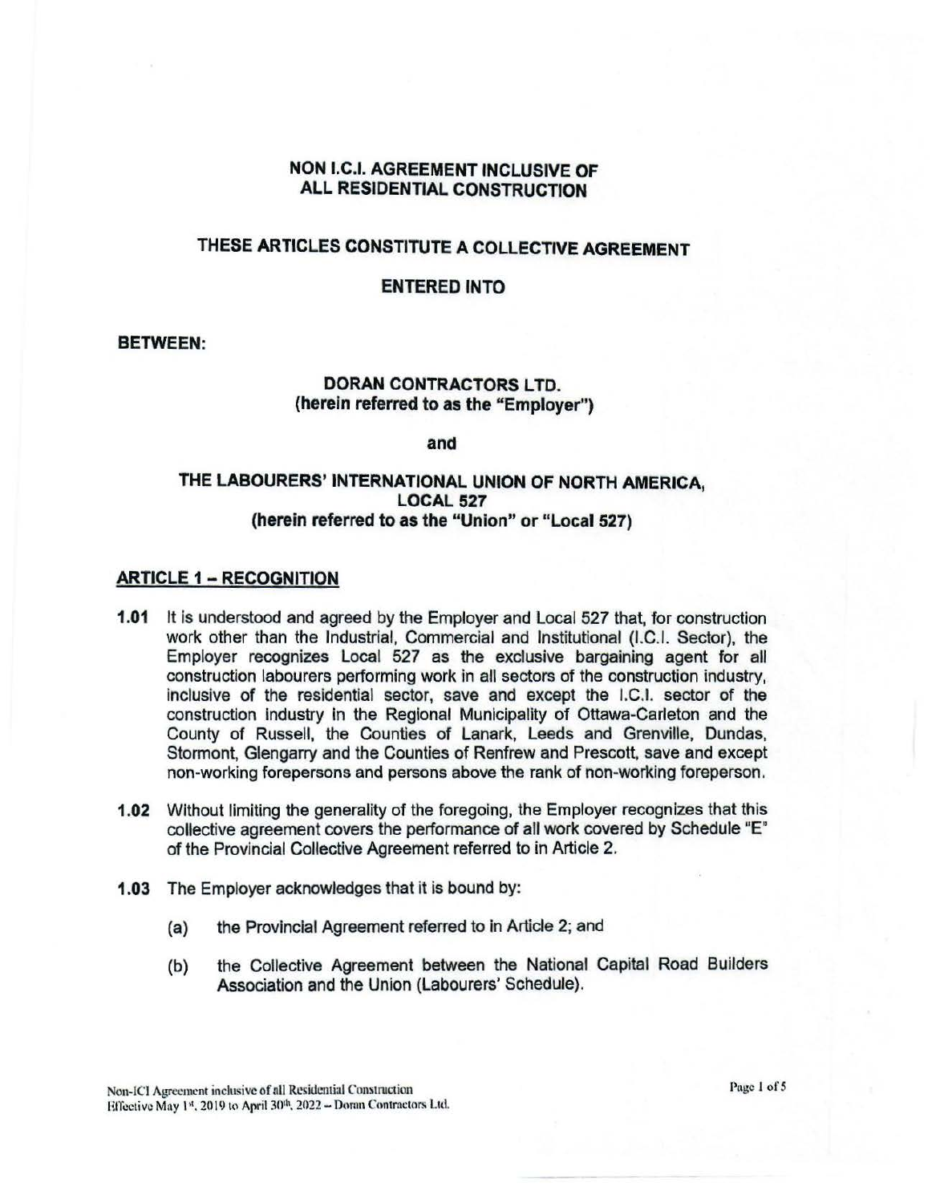**NON I.C.I. AGREEMENT INCLUSIVE OF ALL RESIDENTIAL CONSTRUCTION**

**THESE ARTICLES CONSTITUTE A COLLECTIVE AGREEMENT**

**ENTERED INTO**

**BETWEEN:**

**DORAN CONTRACTORS LTD.**
**(herein referred to as the "Employer")**

**and**

**THE LABOURERS' INTERNATIONAL UNION OF NORTH AMERICA, LOCAL 527**
**(herein referred to as the "Union" or "Local 527)**

## ARTICLE 1 – RECOGNITION

**1.01** It is understood and agreed by the Employer and Local 527 that, for construction work other than the Industrial, Commercial and Institutional (I.C.I. Sector), the Employer recognizes Local 527 as the exclusive bargaining agent for all construction labourers performing work in all sectors of the construction industry, inclusive of the residential sector, save and except the I.C.I. sector of the construction industry in the Regional Municipality of Ottawa-Carleton and the County of Russell, the Counties of Lanark, Leeds and Grenville, Dundas, Stormont, Glengarry and the Counties of Renfrew and Prescott, save and except non-working forepersons and persons above the rank of non-working foreperson.

**1.02** Without limiting the generality of the foregoing, the Employer recognizes that this collective agreement covers the performance of all work covered by Schedule "E" of the Provincial Collective Agreement referred to in Article 2.

**1.03** The Employer acknowledges that it is bound by:

(a) the Provincial Agreement referred to in Article 2; and

(b) the Collective Agreement between the National Capital Road Builders Association and the Union (Labourers' Schedule).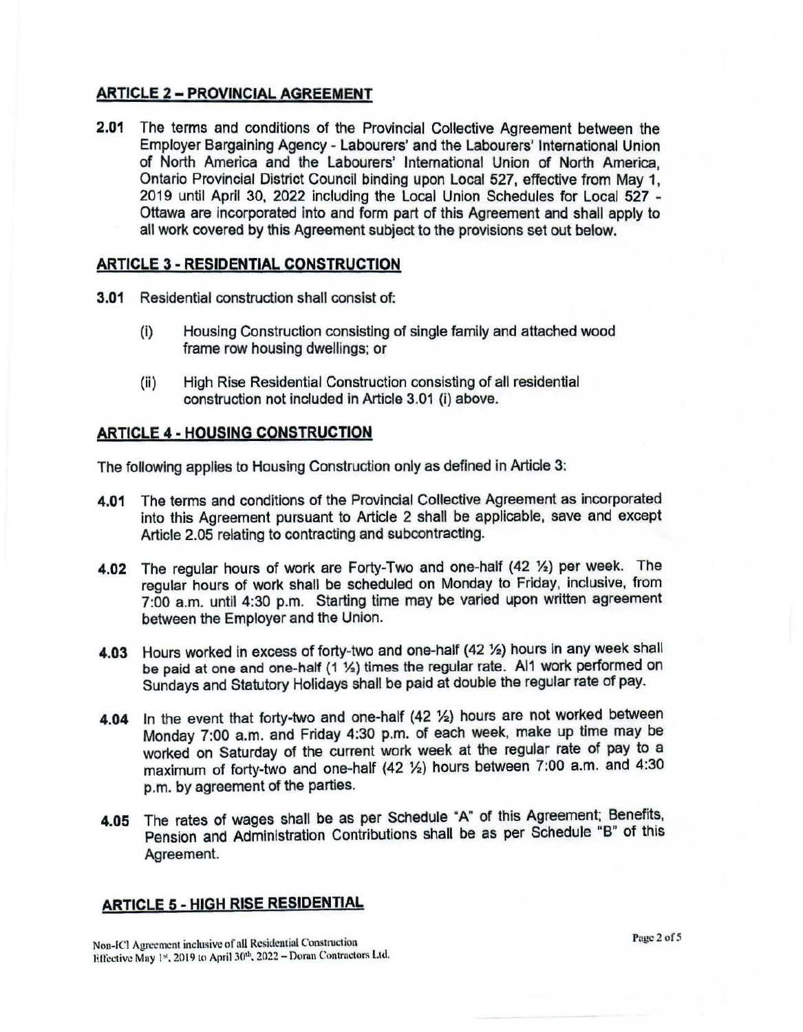## ARTICLE 2 – PROVINCIAL AGREEMENT

**2.01** The terms and conditions of the Provincial Collective Agreement between the Employer Bargaining Agency - Labourers' and the Labourers' International Union of North America and the Labourers' International Union of North America, Ontario Provincial District Council binding upon Local 527, effective from May 1, 2019 until April 30, 2022 including the Local Union Schedules for Local 527 - Ottawa are incorporated into and form part of this Agreement and shall apply to all work covered by this Agreement subject to the provisions set out below.

## ARTICLE 3 - RESIDENTIAL CONSTRUCTION

**3.01** Residential construction shall consist of:

(i) Housing Construction consisting of single family and attached wood frame row housing dwellings; or

(ii) High Rise Residential Construction consisting of all residential construction not included in Article 3.01 (i) above.

## ARTICLE 4 - HOUSING CONSTRUCTION

The following applies to Housing Construction only as defined in Article 3:

**4.01** The terms and conditions of the Provincial Collective Agreement as incorporated into this Agreement pursuant to Article 2 shall be applicable, save and except Article 2.05 relating to contracting and subcontracting.

**4.02** The regular hours of work are Forty-Two and one-half (42 ½) per week. The regular hours of work shall be scheduled on Monday to Friday, inclusive, from 7:00 a.m. until 4:30 p.m. Starting time may be varied upon written agreement between the Employer and the Union.

**4.03** Hours worked in excess of forty-two and one-half (42 ½) hours in any week shall be paid at one and one-half (1 ½) times the regular rate. All work performed on Sundays and Statutory Holidays shall be paid at double the regular rate of pay.

**4.04** In the event that forty-two and one-half (42 ½) hours are not worked between Monday 7:00 a.m. and Friday 4:30 p.m. of each week, make up time may be worked on Saturday of the current work week at the regular rate of pay to a maximum of forty-two and one-half (42 ½) hours between 7:00 a.m. and 4:30 p.m. by agreement of the parties.

**4.05** The rates of wages shall be as per Schedule "A" of this Agreement; Benefits, Pension and Administration Contributions shall be as per Schedule "B" of this Agreement.

## ARTICLE 5 - HIGH RISE RESIDENTIAL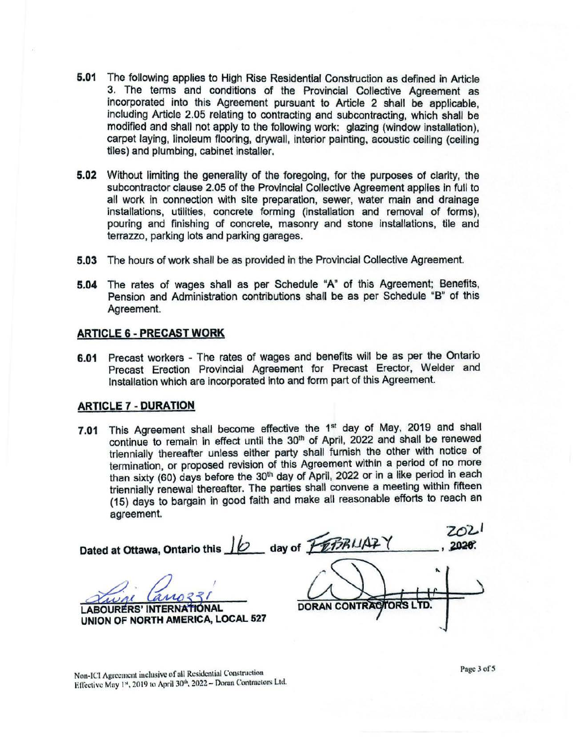**5.01** The following applies to High Rise Residential Construction as defined in Article 3. The terms and conditions of the Provincial Collective Agreement as incorporated into this Agreement pursuant to Article 2 shall be applicable, including Article 2.05 relating to contracting and subcontracting, which shall be modified and shall not apply to the following work: glazing (window installation), carpet laying, linoleum flooring, drywall, interior painting, acoustic ceiling (ceiling tiles) and plumbing, cabinet installer.

**5.02** Without limiting the generality of the foregoing, for the purposes of clarity, the subcontractor clause 2.05 of the Provincial Collective Agreement applies in full to all work in connection with site preparation, sewer, water main and drainage installations, utilities, concrete forming (installation and removal of forms), pouring and finishing of concrete, masonry and stone installations, tile and terrazzo, parking lots and parking garages.

**5.03** The hours of work shall be as provided in the Provincial Collective Agreement.

**5.04** The rates of wages shall as per Schedule "A" of this Agreement; Benefits, Pension and Administration contributions shall be as per Schedule "B" of this Agreement.

## ARTICLE 6 - PRECAST WORK

**6.01** Precast workers - The rates of wages and benefits will be as per the Ontario Precast Erection Provincial Agreement for Precast Erector, Welder and Installation which are incorporated into and form part of this Agreement.

## ARTICLE 7 - DURATION

**7.01** This Agreement shall become effective the 1st day of May, 2019 and shall continue to remain in effect until the 30th of April, 2022 and shall be renewed triennially thereafter unless either party shall furnish the other with notice of termination, or proposed revision of this Agreement within a period of no more than sixty (60) days before the 30th day of April, 2022 or in a like period in each triennially renewal thereafter. The parties shall convene a meeting within fifteen (15) days to bargain in good faith and make all reasonable efforts to reach an agreement.

Dated at Ottawa, Ontario this 16 day of FEBRUARY, ~~2020~~ 2021.

| | |
|---|---|
| Luigi Carozzi | [signature] |
| **LABOURERS' INTERNATIONAL UNION OF NORTH AMERICA, LOCAL 527** | **DORAN CONTRACTORS LTD.** |

Non-ICI Agreement inclusive of all Residential Construction
Effective May 1st, 2019 to April 30th, 2022 – Doran Contractors Ltd.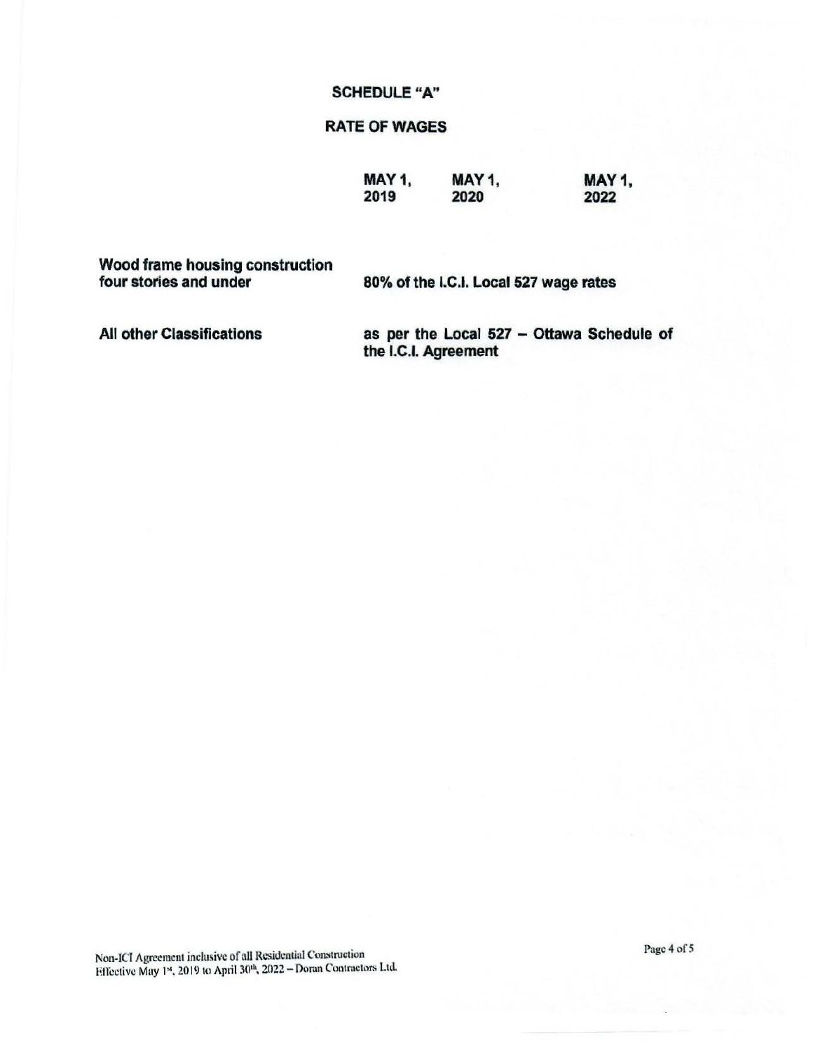## SCHEDULE "A"

## RATE OF WAGES

| | MAY 1, 2019 | MAY 1, 2020 | MAY 1, 2022 |
|---|---|---|---|
| **Wood frame housing construction four stories and under** | **80% of the I.C.I. Local 527 wage rates** | | |
| **All other Classifications** | **as per the Local 527 – Ottawa Schedule of the I.C.I. Agreement** | | |

Non-ICI Agreement inclusive of all Residential Construction
Effective May 1st, 2019 to April 30th, 2022 – Doran Contractors Ltd.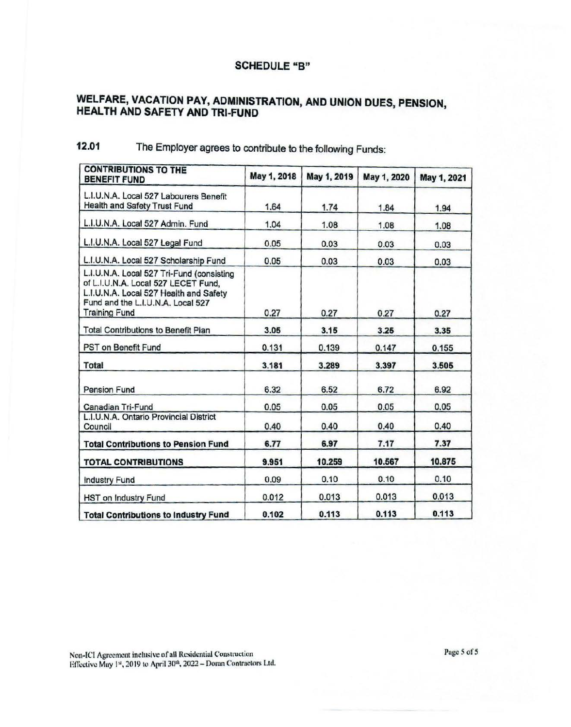## SCHEDULE "B"

## WELFARE, VACATION PAY, ADMINISTRATION, AND UNION DUES, PENSION, HEALTH AND SAFETY AND TRI-FUND

**12.01** The Employer agrees to contribute to the following Funds:

| CONTRIBUTIONS TO THE BENEFIT FUND | May 1, 2018 | May 1, 2019 | May 1, 2020 | May 1, 2021 |
|---|---|---|---|---|
| L.I.U.N.A. Local 527 Labourers Benefit Health and Safety Trust Fund | 1.64 | 1.74 | 1.84 | 1.94 |
| L.I.U.N.A. Local 527 Admin. Fund | 1.04 | 1.08 | 1.08 | 1.08 |
| L.I.U.N.A. Local 527 Legal Fund | 0.05 | 0.03 | 0.03 | 0.03 |
| L.I.U.N.A. Local 527 Scholarship Fund | 0.05 | 0.03 | 0.03 | 0.03 |
| L.I.U.N.A. Local 527 Tri-Fund (consisting of L.I.U.N.A. Local 527 LECET Fund, L.I.U.N.A. Local 527 Health and Safety Fund and the L.I.U.N.A. Local 527 Training Fund | 0.27 | 0.27 | 0.27 | 0.27 |
| Total Contributions to Benefit Plan | **3.05** | **3.15** | **3.25** | **3.35** |
| PST on Benefit Fund | 0.131 | 0.139 | 0.147 | 0.155 |
| **Total** | **3.181** | **3.289** | **3.397** | **3.505** |
| Pension Fund | 6.32 | 6.52 | 6.72 | 6.92 |
| Canadian Tri-Fund | 0.05 | 0.05 | 0.05 | 0.05 |
| L.I.U.N.A. Ontario Provincial District Council | 0.40 | 0.40 | 0.40 | 0.40 |
| **Total Contributions to Pension Fund** | **6.77** | **6.97** | **7.17** | **7.37** |
| **TOTAL CONTRIBUTIONS** | **9.951** | **10.259** | **10.567** | **10.875** |
| Industry Fund | 0.09 | 0.10 | 0.10 | 0.10 |
| HST on Industry Fund | 0.012 | 0.013 | 0.013 | 0.013 |
| **Total Contributions to Industry Fund** | **0.102** | **0.113** | **0.113** | **0.113** |

Non-ICI Agreement inclusive of all Residential Construction
Effective May 1st, 2019 to April 30th, 2022 – Doran Contractors Ltd.